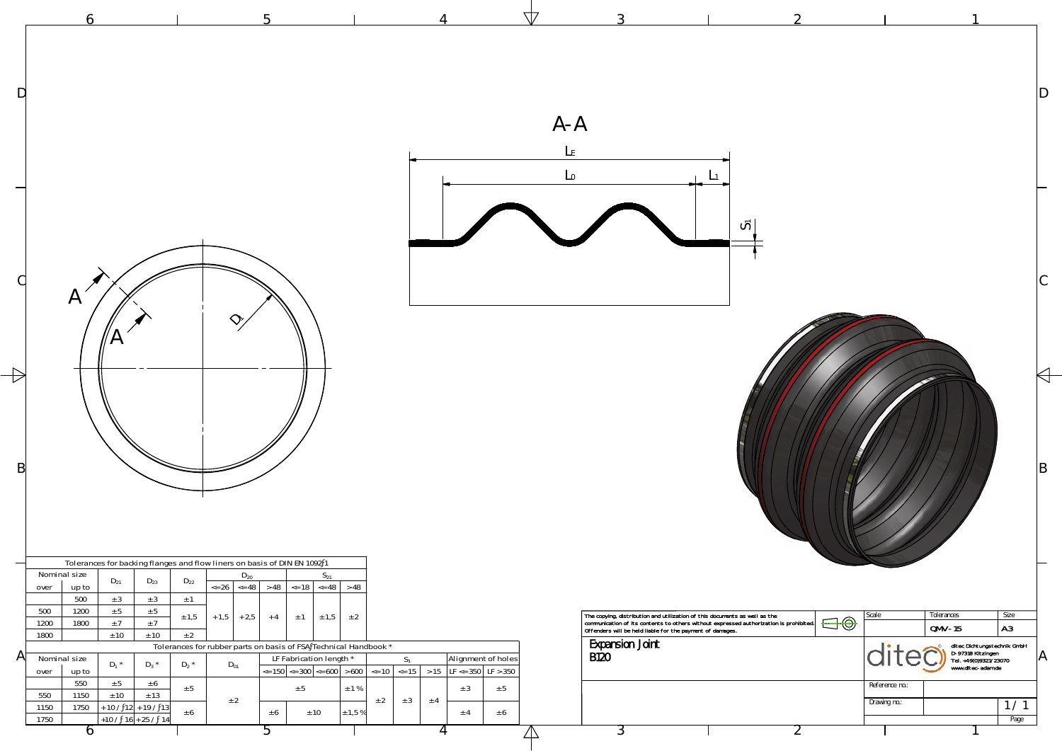A-A

$L_F$

$L_0$

$L_1$

$S_1$

A

A

$D_i$

Tolerances for backing flanges and flow liners on basis of DIN EN 1092-1

| Nominal size | | $D_{21}$ | $D_{23}$ | $D_{22}$ | $D_{20}$ | | | $S_{21}$ | | |
|---|---|---|---|---|---|---|---|---|---|---|
| over | up to | | | | <=26 | <=48 | >48 | <=18 | <=48 | >48 |
| | 500 | ±3 | ±3 | ±1 | +1,5 | +2,5 | +4 | ±1 | ±1,5 | ±2 |
| 500 | 1200 | ±5 | ±5 | ±1,5 | | | | | | |
| 1200 | 1800 | ±7 | ±7 | | | | | | | |
| 1800 | | ±10 | ±10 | ±2 | | | | | | |

Tolerances for rubber parts on basis of FSA-Technical Handbook *

| Nominal size | | $D_1$ * | $D_3$ * | $D_2$ * | $D_{01}$ | LF Fabrication length * | | | | $S_1$ | | | Alignment of holes | |
|---|---|---|---|---|---|---|---|---|---|---|---|---|---|---|
| over | up to | | | | | <=150 | <=300 | <=600 | >600 | <=10 | <=15 | >15 | LF <=350 | LF >350 |
| | 550 | ±5 | ±6 | ±5 | ±2 | ±5 | | | ±1% | ±2 | ±3 | ±4 | ±3 | ±5 |
| 550 | 1150 | ±10 | ±13 | | | | | | | | | | | |
| 1150 | 1750 | +10 / -12 | +19 / -13 | ±6 | | ±6 | ±10 | | ±1,5% | | | | ±4 | ±6 |
| 1750 | | +10 / -16 | +25 / -14 | | | | | | | | | | | |

The copying, distribution and utilization of this documents as well as the communication of its contents to others without expressed authorization is prohibited. Offenders will be held liable for the payment of damages.

| Scale | Tolerances | Size |
|---|---|---|
| | QMV-15 | A3 |

Expansion Joint
B120

ditec Dichtungstechnik GmbH
D-97318 Kitzingen
Tel. +49(0)9321/23070
www.ditec-adam.de

Reference no.:

Drawing no.:

1 / 1
Page